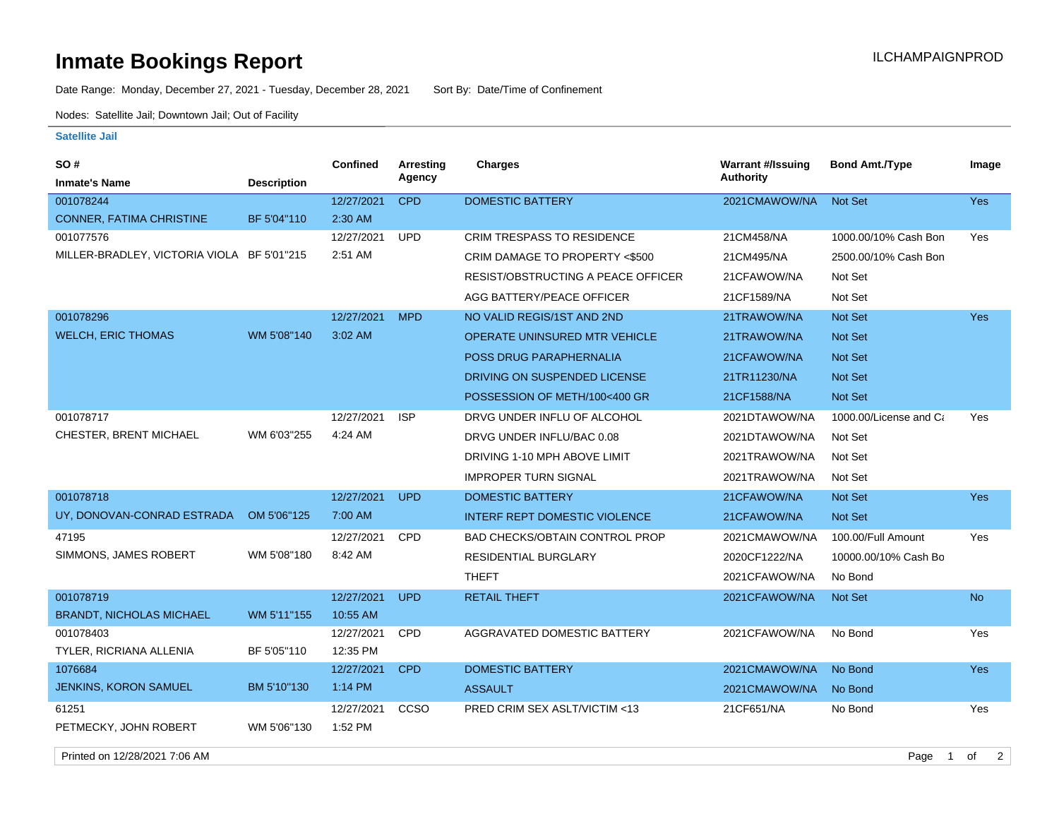# Inmate Bookings Report

ILCHAMPAIGNPROD

Date Range: Monday, December 27, 2021 - Tuesday, December 28, 2021 Sort By: Date/Time of Confinement

Nodes: Satellite Jail; Downtown Jail; Out of Facility

### Satellite Jail

| SO # / Inmate's Name | Description | Confined | Arresting Agency | Charges | Warrant #/Issuing Authority | Bond Amt./Type | Image |
|---|---|---|---|---|---|---|---|
| 001078244 CONNER, FATIMA CHRISTINE | BF 5'04"110 | 12/27/2021 2:30 AM | CPD | DOMESTIC BATTERY | 2021CMAWOW/NA | Not Set | Yes |
| 001077576 MILLER-BRADLEY, VICTORIA VIOLA | BF 5'01"215 | 12/27/2021 2:51 AM | UPD | CRIM TRESPASS TO RESIDENCE | 21CM458/NA | 1000.00/10% Cash Bon | Yes |
| | | | | CRIM DAMAGE TO PROPERTY <$500 | 21CM495/NA | 2500.00/10% Cash Bon | |
| | | | | RESIST/OBSTRUCTING A PEACE OFFICER | 21CFAWOW/NA | Not Set | |
| | | | | AGG BATTERY/PEACE OFFICER | 21CF1589/NA | Not Set | |
| 001078296 WELCH, ERIC THOMAS | WM 5'08"140 | 12/27/2021 3:02 AM | MPD | NO VALID REGIS/1ST AND 2ND | 21TRAWOW/NA | Not Set | Yes |
| | | | | OPERATE UNINSURED MTR VEHICLE | 21TRAWOW/NA | Not Set | |
| | | | | POSS DRUG PARAPHERNALIA | 21CFAWOW/NA | Not Set | |
| | | | | DRIVING ON SUSPENDED LICENSE | 21TR11230/NA | Not Set | |
| | | | | POSSESSION OF METH/100<400 GR | 21CF1588/NA | Not Set | |
| 001078717 CHESTER, BRENT MICHAEL | WM 6'03"255 | 12/27/2021 4:24 AM | ISP | DRVG UNDER INFLU OF ALCOHOL | 2021DTAWOW/NA | 1000.00/License and Ca | Yes |
| | | | | DRVG UNDER INFLU/BAC 0.08 | 2021DTAWOW/NA | Not Set | |
| | | | | DRIVING 1-10 MPH ABOVE LIMIT | 2021TRAWOW/NA | Not Set | |
| | | | | IMPROPER TURN SIGNAL | 2021TRAWOW/NA | Not Set | |
| 001078718 UY, DONOVAN-CONRAD ESTRADA | OM 5'06"125 | 12/27/2021 7:00 AM | UPD | DOMESTIC BATTERY | 21CFAWOW/NA | Not Set | Yes |
| | | | | INTERF REPT DOMESTIC VIOLENCE | 21CFAWOW/NA | Not Set | |
| 47195 SIMMONS, JAMES ROBERT | WM 5'08"180 | 12/27/2021 8:42 AM | CPD | BAD CHECKS/OBTAIN CONTROL PROP | 2021CMAWOW/NA | 100.00/Full Amount | Yes |
| | | | | RESIDENTIAL BURGLARY | 2020CF1222/NA | 10000.00/10% Cash Bo | |
| | | | | THEFT | 2021CFAWOW/NA | No Bond | |
| 001078719 BRANDT, NICHOLAS MICHAEL | WM 5'11"155 | 12/27/2021 10:55 AM | UPD | RETAIL THEFT | 2021CFAWOW/NA | Not Set | No |
| 001078403 TYLER, RICRIANA ALLENIA | BF 5'05"110 | 12/27/2021 12:35 PM | CPD | AGGRAVATED DOMESTIC BATTERY | 2021CFAWOW/NA | No Bond | Yes |
| 1076684 JENKINS, KORON SAMUEL | BM 5'10"130 | 12/27/2021 1:14 PM | CPD | DOMESTIC BATTERY | 2021CMAWOW/NA | No Bond | Yes |
| | | | | ASSAULT | 2021CMAWOW/NA | No Bond | |
| 61251 PETMECKY, JOHN ROBERT | WM 5'06"130 | 12/27/2021 1:52 PM | CCSO | PRED CRIM SEX ASLT/VICTIM <13 | 21CF651/NA | No Bond | Yes |

Printed on 12/28/2021 7:06 AM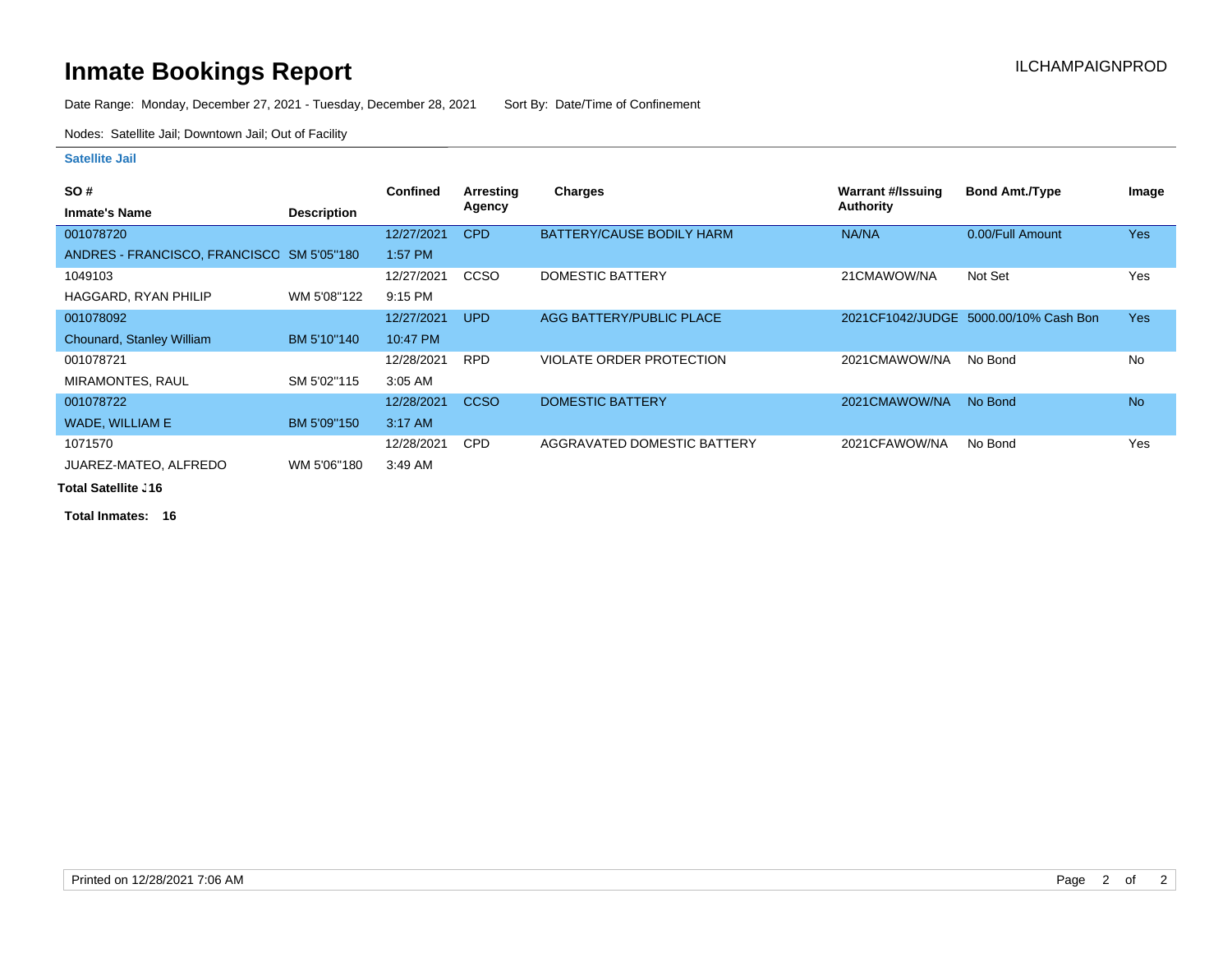# Inmate Bookings Report

ILCHAMPAIGNPROD

Date Range: Monday, December 27, 2021 - Tuesday, December 28, 2021    Sort By: Date/Time of Confinement

Nodes: Satellite Jail; Downtown Jail; Out of Facility

### Satellite Jail

| SO # / Inmate's Name | Description | Confined | Arresting Agency | Charges | Warrant #/Issuing Authority | Bond Amt./Type | Image |
|---|---|---|---|---|---|---|---|
| 001078720 / ANDRES - FRANCISCO, FRANCISCO | SM 5'05"180 | 12/27/2021 1:57 PM | CPD | BATTERY/CAUSE BODILY HARM | NA/NA | 0.00/Full Amount | Yes |
| 1049103 / HAGGARD, RYAN PHILIP | WM 5'08"122 | 12/27/2021 9:15 PM | CCSO | DOMESTIC BATTERY | 21CMAWOW/NA | Not Set | Yes |
| 001078092 / Chounard, Stanley William | BM 5'10"140 | 12/27/2021 10:47 PM | UPD | AGG BATTERY/PUBLIC PLACE | 2021CF1042/JUDGE | 5000.00/10% Cash Bon | Yes |
| 001078721 / MIRAMONTES, RAUL | SM 5'02"115 | 12/28/2021 3:05 AM | RPD | VIOLATE ORDER PROTECTION | 2021CMAWOW/NA | No Bond | No |
| 001078722 / WADE, WILLIAM E | BM 5'09"150 | 12/28/2021 3:17 AM | CCSO | DOMESTIC BATTERY | 2021CMAWOW/NA | No Bond | No |
| 1071570 / JUAREZ-MATEO, ALFREDO | WM 5'06"180 | 12/28/2021 3:49 AM | CPD | AGGRAVATED DOMESTIC BATTERY | 2021CFAWOW/NA | No Bond | Yes |

**Total Satellite J 16**

**Total Inmates: 16**

Printed on 12/28/2021 7:06 AM